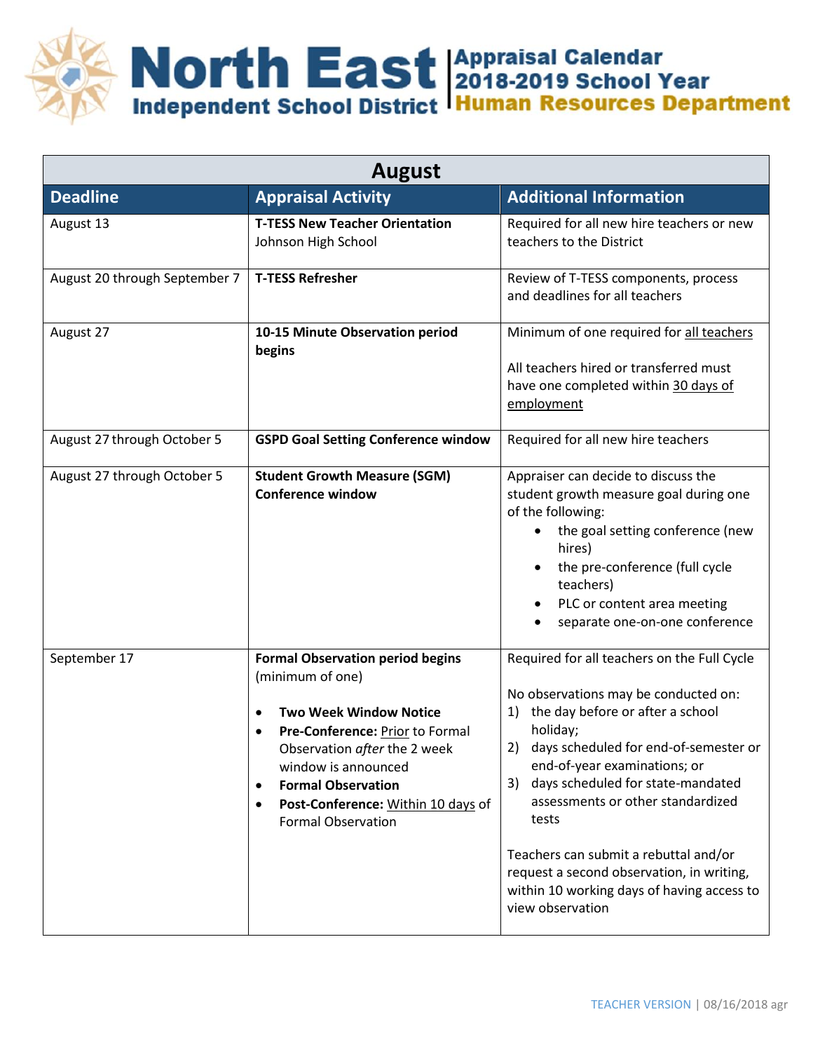# North East Independent School District

## Appraisal Calendar 2018-2019 School Year
## Human Resources Department

| August | | |
|---|---|---|
| **Deadline** | **Appraisal Activity** | **Additional Information** |
| August 13 | **T-TESS New Teacher Orientation** Johnson High School | Required for all new hire teachers or new teachers to the District |
| August 20 through September 7 | **T-TESS Refresher** | Review of T-TESS components, process and deadlines for all teachers |
| August 27 | **10-15 Minute Observation period begins** | Minimum of one required for <u>all teachers</u><br><br>All teachers hired or transferred must have one completed within <u>30 days of employment</u> |
| August 27 through October 5 | **GSPD Goal Setting Conference window** | Required for all new hire teachers |
| August 27 through October 5 | **Student Growth Measure (SGM) Conference window** | Appraiser can decide to discuss the student growth measure goal during one of the following:<br>• the goal setting conference (new hires)<br>• the pre-conference (full cycle teachers)<br>• PLC or content area meeting<br>• separate one-on-one conference |
| September 17 | **Formal Observation period begins** (minimum of one)<br><br>• **Two Week Window Notice**<br>• **Pre-Conference:** <u>Prior</u> to Formal Observation *after* the 2 week window is announced<br>• **Formal Observation**<br>• **Post-Conference:** <u>Within 10 days</u> of Formal Observation | Required for all teachers on the Full Cycle<br><br>No observations may be conducted on:<br>1) the day before or after a school holiday;<br>2) days scheduled for end-of-semester or end-of-year examinations; or<br>3) days scheduled for state-mandated assessments or other standardized tests<br><br>Teachers can submit a rebuttal and/or request a second observation, in writing, within 10 working days of having access to view observation |

TEACHER VERSION | 08/16/2018 agr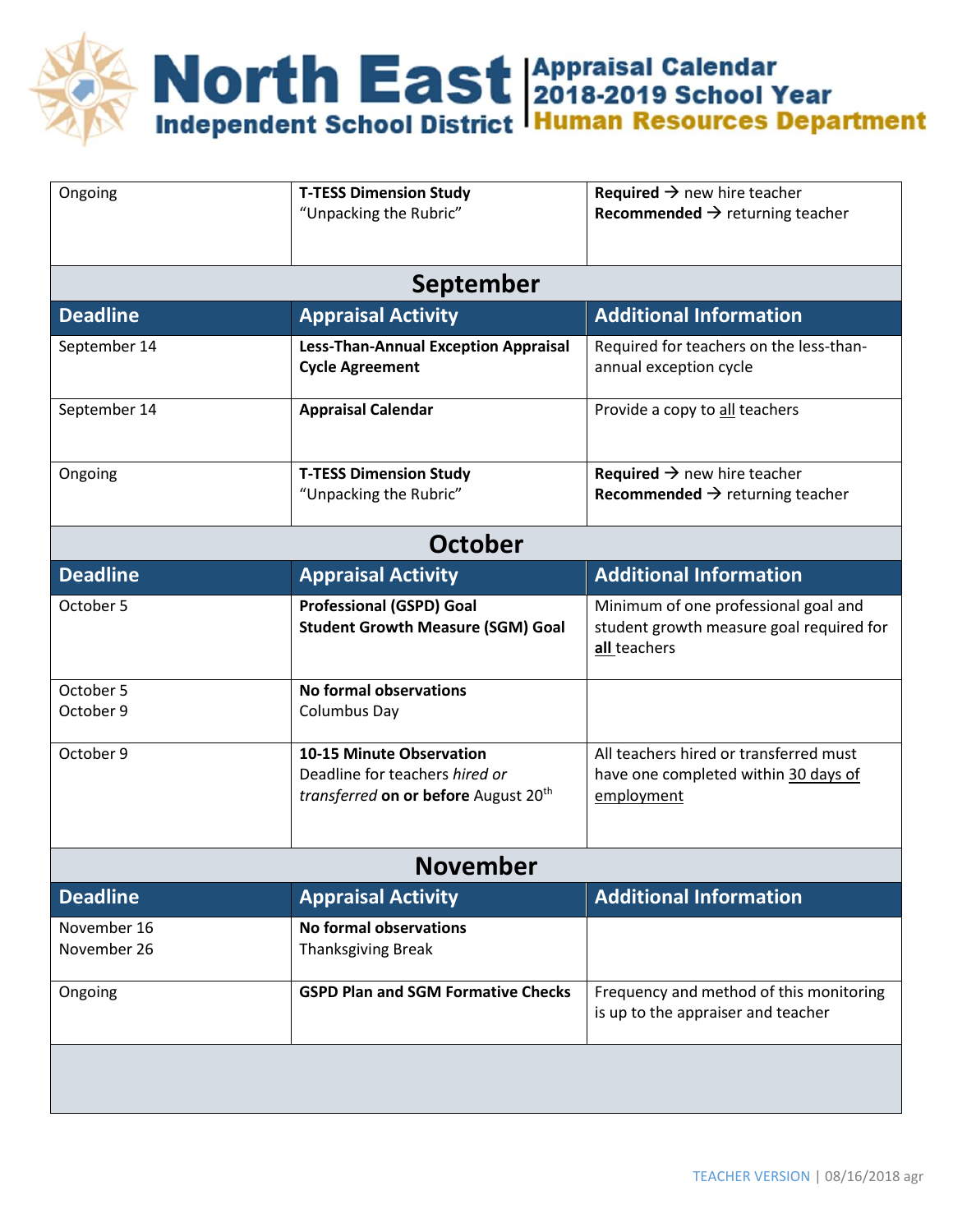# North East Independent School District

## Appraisal Calendar 2018-2019 School Year
## Human Resources Department

| Ongoing | **T-TESS Dimension Study** "Unpacking the Rubric" | **Required** → new hire teacher **Recommended** → returning teacher |
|---|---|---|
| **September** | | |
| **Deadline** | **Appraisal Activity** | **Additional Information** |
| September 14 | **Less-Than-Annual Exception Appraisal Cycle Agreement** | Required for teachers on the less-than-annual exception cycle |
| September 14 | **Appraisal Calendar** | Provide a copy to all teachers |
| Ongoing | **T-TESS Dimension Study** "Unpacking the Rubric" | **Required** → new hire teacher **Recommended** → returning teacher |
| **October** | | |
| **Deadline** | **Appraisal Activity** | **Additional Information** |
| October 5 | **Professional (GSPD) Goal** **Student Growth Measure (SGM) Goal** | Minimum of one professional goal and student growth measure goal required for **all** teachers |
| October 5 October 9 | **No formal observations** Columbus Day | |
| October 9 | **10-15 Minute Observation** Deadline for teachers *hired or transferred* **on or before** August 20th | All teachers hired or transferred must have one completed within 30 days of employment |
| **November** | | |
| **Deadline** | **Appraisal Activity** | **Additional Information** |
| November 16 November 26 | **No formal observations** Thanksgiving Break | |
| Ongoing | **GSPD Plan and SGM Formative Checks** | Frequency and method of this monitoring is up to the appraiser and teacher |
| | | |

TEACHER VERSION | 08/16/2018 agr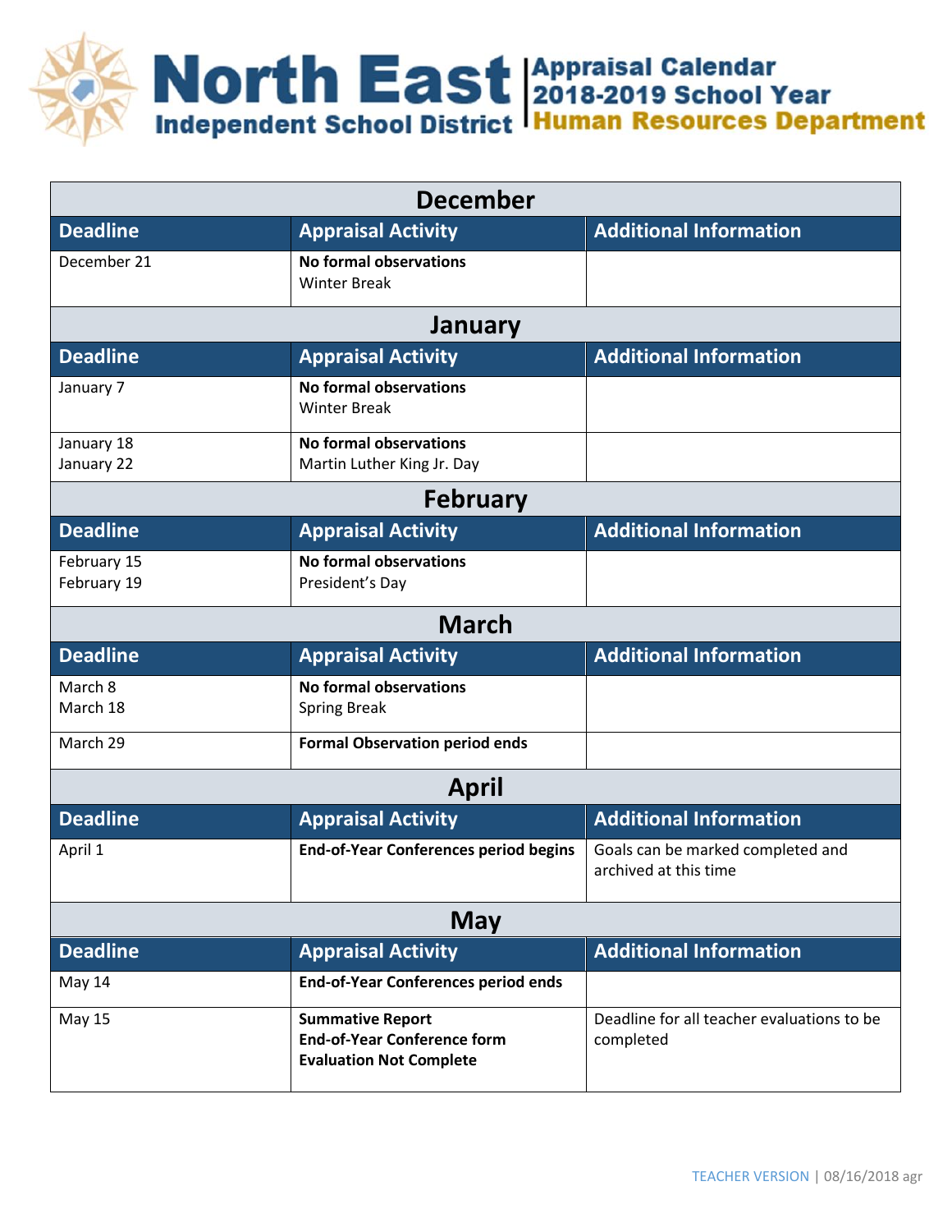# North East Independent School District

## Appraisal Calendar 2018-2019 School Year Human Resources Department

| December | | |
|---|---|---|
| **Deadline** | **Appraisal Activity** | **Additional Information** |
| December 21 | **No formal observations** Winter Break | |
| **January** | | |
| **Deadline** | **Appraisal Activity** | **Additional Information** |
| January 7 | **No formal observations** Winter Break | |
| January 18 January 22 | **No formal observations** Martin Luther King Jr. Day | |
| **February** | | |
| **Deadline** | **Appraisal Activity** | **Additional Information** |
| February 15 February 19 | **No formal observations** President's Day | |
| **March** | | |
| **Deadline** | **Appraisal Activity** | **Additional Information** |
| March 8 March 18 | **No formal observations** Spring Break | |
| March 29 | **Formal Observation period ends** | |
| **April** | | |
| **Deadline** | **Appraisal Activity** | **Additional Information** |
| April 1 | **End-of-Year Conferences period begins** | Goals can be marked completed and archived at this time |
| **May** | | |
| **Deadline** | **Appraisal Activity** | **Additional Information** |
| May 14 | **End-of-Year Conferences period ends** | |
| May 15 | **Summative Report** **End-of-Year Conference form** **Evaluation Not Complete** | Deadline for all teacher evaluations to be completed |

TEACHER VERSION | 08/16/2018 agr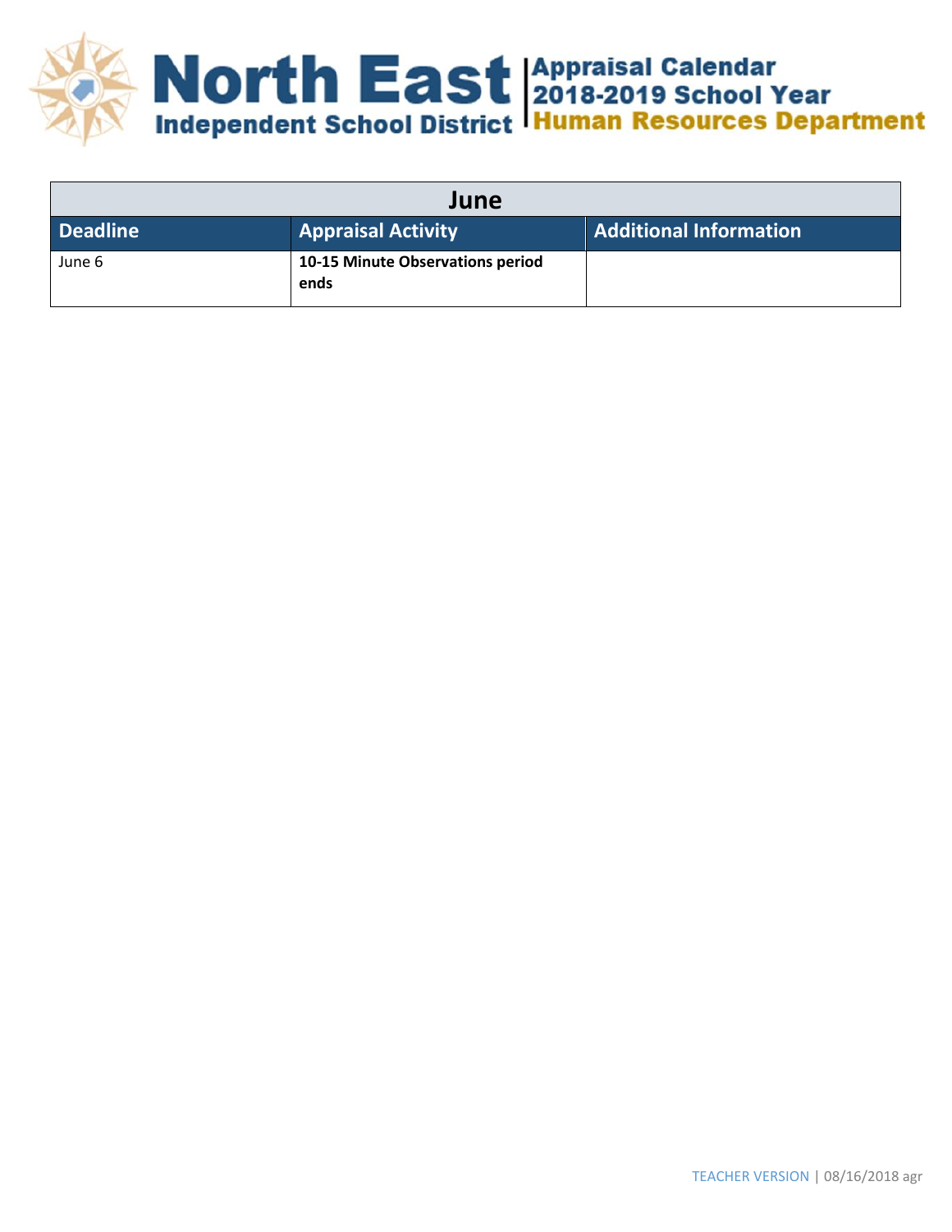| June | | |
| --- | --- | --- |
| **Deadline** | **Appraisal Activity** | **Additional Information** |
| June 6 | **10-15 Minute Observations period ends** | |